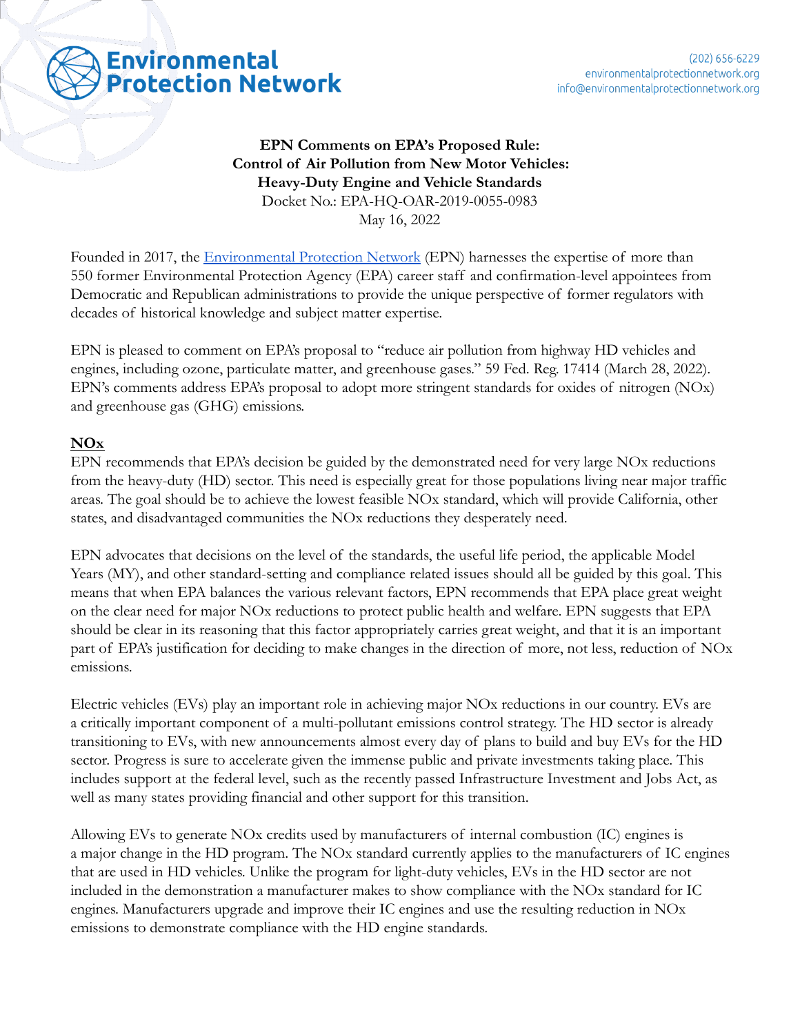Environmental Protection Network

(202) 656-6229
environmentalprotectionnetwork.org
info@environmentalprotectionnetwork.org

**EPN Comments on EPA's Proposed Rule:**
**Control of Air Pollution from New Motor Vehicles:**
**Heavy-Duty Engine and Vehicle Standards**
Docket No.: EPA-HQ-OAR-2019-0055-0983
May 16, 2022

Founded in 2017, the [Environmental Protection Network](#) (EPN) harnesses the expertise of more than 550 former Environmental Protection Agency (EPA) career staff and confirmation-level appointees from Democratic and Republican administrations to provide the unique perspective of former regulators with decades of historical knowledge and subject matter expertise.

EPN is pleased to comment on EPA's proposal to "reduce air pollution from highway HD vehicles and engines, including ozone, particulate matter, and greenhouse gases." 59 Fed. Reg. 17414 (March 28, 2022). EPN's comments address EPA's proposal to adopt more stringent standards for oxides of nitrogen (NOx) and greenhouse gas (GHG) emissions.

## NOx

EPN recommends that EPA's decision be guided by the demonstrated need for very large NOx reductions from the heavy-duty (HD) sector. This need is especially great for those populations living near major traffic areas. The goal should be to achieve the lowest feasible NOx standard, which will provide California, other states, and disadvantaged communities the NOx reductions they desperately need.

EPN advocates that decisions on the level of the standards, the useful life period, the applicable Model Years (MY), and other standard-setting and compliance related issues should all be guided by this goal. This means that when EPA balances the various relevant factors, EPN recommends that EPA place great weight on the clear need for major NOx reductions to protect public health and welfare. EPN suggests that EPA should be clear in its reasoning that this factor appropriately carries great weight, and that it is an important part of EPA's justification for deciding to make changes in the direction of more, not less, reduction of NOx emissions.

Electric vehicles (EVs) play an important role in achieving major NOx reductions in our country. EVs are a critically important component of a multi-pollutant emissions control strategy. The HD sector is already transitioning to EVs, with new announcements almost every day of plans to build and buy EVs for the HD sector. Progress is sure to accelerate given the immense public and private investments taking place. This includes support at the federal level, such as the recently passed Infrastructure Investment and Jobs Act, as well as many states providing financial and other support for this transition.

Allowing EVs to generate NOx credits used by manufacturers of internal combustion (IC) engines is a major change in the HD program. The NOx standard currently applies to the manufacturers of IC engines that are used in HD vehicles. Unlike the program for light-duty vehicles, EVs in the HD sector are not included in the demonstration a manufacturer makes to show compliance with the NOx standard for IC engines. Manufacturers upgrade and improve their IC engines and use the resulting reduction in NOx emissions to demonstrate compliance with the HD engine standards.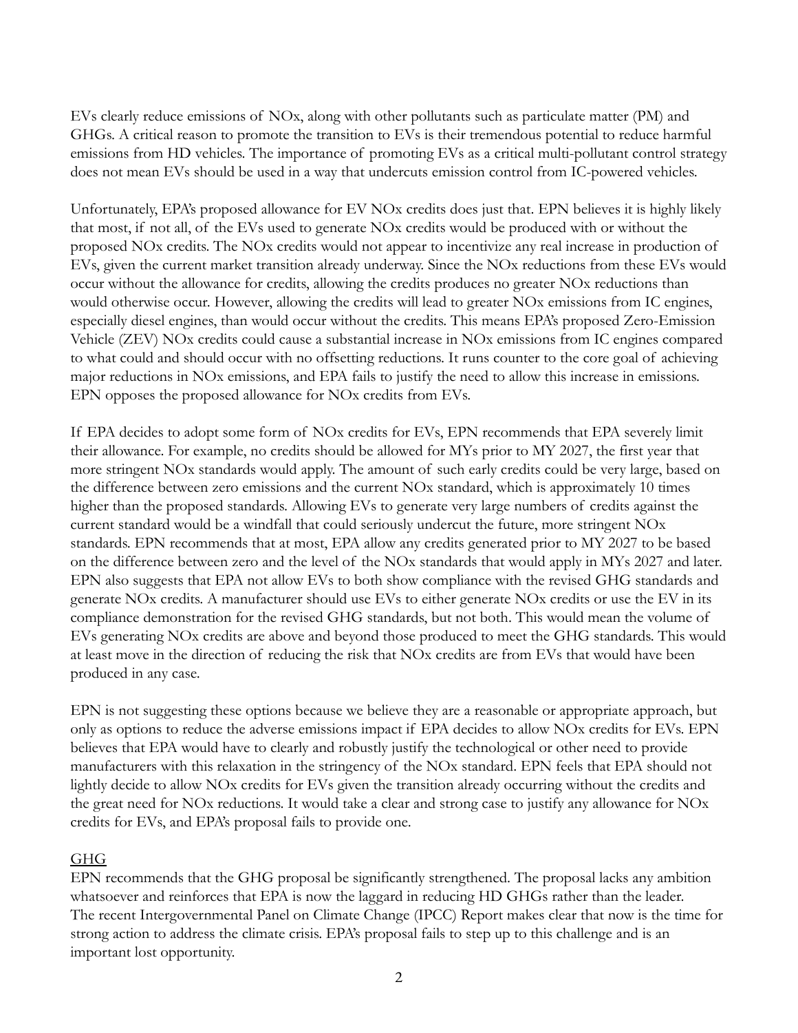EVs clearly reduce emissions of NOx, along with other pollutants such as particulate matter (PM) and GHGs. A critical reason to promote the transition to EVs is their tremendous potential to reduce harmful emissions from HD vehicles. The importance of promoting EVs as a critical multi-pollutant control strategy does not mean EVs should be used in a way that undercuts emission control from IC-powered vehicles.

Unfortunately, EPA's proposed allowance for EV NOx credits does just that. EPN believes it is highly likely that most, if not all, of the EVs used to generate NOx credits would be produced with or without the proposed NOx credits. The NOx credits would not appear to incentivize any real increase in production of EVs, given the current market transition already underway. Since the NOx reductions from these EVs would occur without the allowance for credits, allowing the credits produces no greater NOx reductions than would otherwise occur. However, allowing the credits will lead to greater NOx emissions from IC engines, especially diesel engines, than would occur without the credits. This means EPA's proposed Zero-Emission Vehicle (ZEV) NOx credits could cause a substantial increase in NOx emissions from IC engines compared to what could and should occur with no offsetting reductions. It runs counter to the core goal of achieving major reductions in NOx emissions, and EPA fails to justify the need to allow this increase in emissions. EPN opposes the proposed allowance for NOx credits from EVs.

If EPA decides to adopt some form of NOx credits for EVs, EPN recommends that EPA severely limit their allowance. For example, no credits should be allowed for MYs prior to MY 2027, the first year that more stringent NOx standards would apply. The amount of such early credits could be very large, based on the difference between zero emissions and the current NOx standard, which is approximately 10 times higher than the proposed standards. Allowing EVs to generate very large numbers of credits against the current standard would be a windfall that could seriously undercut the future, more stringent NOx standards. EPN recommends that at most, EPA allow any credits generated prior to MY 2027 to be based on the difference between zero and the level of the NOx standards that would apply in MYs 2027 and later. EPN also suggests that EPA not allow EVs to both show compliance with the revised GHG standards and generate NOx credits. A manufacturer should use EVs to either generate NOx credits or use the EV in its compliance demonstration for the revised GHG standards, but not both. This would mean the volume of EVs generating NOx credits are above and beyond those produced to meet the GHG standards. This would at least move in the direction of reducing the risk that NOx credits are from EVs that would have been produced in any case.

EPN is not suggesting these options because we believe they are a reasonable or appropriate approach, but only as options to reduce the adverse emissions impact if EPA decides to allow NOx credits for EVs. EPN believes that EPA would have to clearly and robustly justify the technological or other need to provide manufacturers with this relaxation in the stringency of the NOx standard. EPN feels that EPA should not lightly decide to allow NOx credits for EVs given the transition already occurring without the credits and the great need for NOx reductions. It would take a clear and strong case to justify any allowance for NOx credits for EVs, and EPA's proposal fails to provide one.

## GHG

EPN recommends that the GHG proposal be significantly strengthened. The proposal lacks any ambition whatsoever and reinforces that EPA is now the laggard in reducing HD GHGs rather than the leader. The recent Intergovernmental Panel on Climate Change (IPCC) Report makes clear that now is the time for strong action to address the climate crisis. EPA's proposal fails to step up to this challenge and is an important lost opportunity.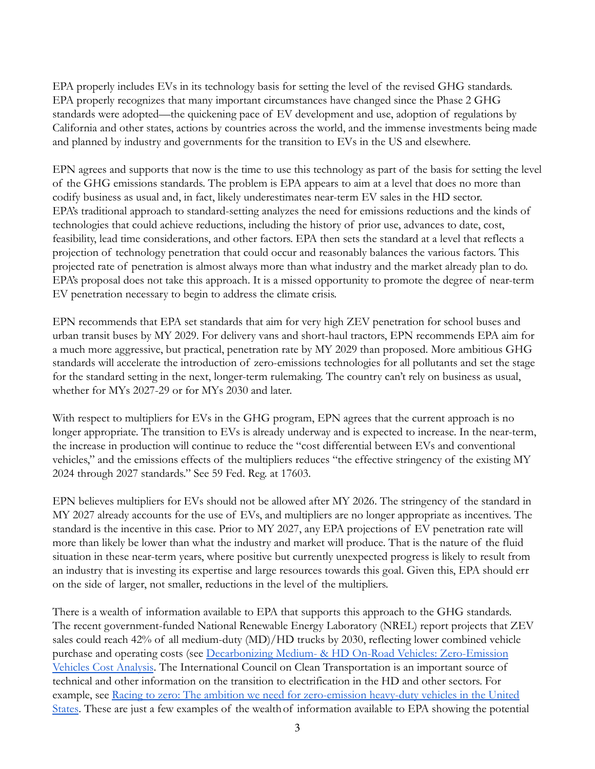EPA properly includes EVs in its technology basis for setting the level of the revised GHG standards. EPA properly recognizes that many important circumstances have changed since the Phase 2 GHG standards were adopted—the quickening pace of EV development and use, adoption of regulations by California and other states, actions by countries across the world, and the immense investments being made and planned by industry and governments for the transition to EVs in the US and elsewhere.

EPN agrees and supports that now is the time to use this technology as part of the basis for setting the level of the GHG emissions standards. The problem is EPA appears to aim at a level that does no more than codify business as usual and, in fact, likely underestimates near-term EV sales in the HD sector. EPA's traditional approach to standard-setting analyzes the need for emissions reductions and the kinds of technologies that could achieve reductions, including the history of prior use, advances to date, cost, feasibility, lead time considerations, and other factors. EPA then sets the standard at a level that reflects a projection of technology penetration that could occur and reasonably balances the various factors. This projected rate of penetration is almost always more than what industry and the market already plan to do. EPA's proposal does not take this approach. It is a missed opportunity to promote the degree of near-term EV penetration necessary to begin to address the climate crisis.

EPN recommends that EPA set standards that aim for very high ZEV penetration for school buses and urban transit buses by MY 2029. For delivery vans and short-haul tractors, EPN recommends EPA aim for a much more aggressive, but practical, penetration rate by MY 2029 than proposed. More ambitious GHG standards will accelerate the introduction of zero-emissions technologies for all pollutants and set the stage for the standard setting in the next, longer-term rulemaking. The country can't rely on business as usual, whether for MYs 2027-29 or for MYs 2030 and later.

With respect to multipliers for EVs in the GHG program, EPN agrees that the current approach is no longer appropriate. The transition to EVs is already underway and is expected to increase. In the near-term, the increase in production will continue to reduce the "cost differential between EVs and conventional vehicles," and the emissions effects of the multipliers reduces "the effective stringency of the existing MY 2024 through 2027 standards." See 59 Fed. Reg. at 17603.

EPN believes multipliers for EVs should not be allowed after MY 2026. The stringency of the standard in MY 2027 already accounts for the use of EVs, and multipliers are no longer appropriate as incentives. The standard is the incentive in this case. Prior to MY 2027, any EPA projections of EV penetration rate will more than likely be lower than what the industry and market will produce. That is the nature of the fluid situation in these near-term years, where positive but currently unexpected progress is likely to result from an industry that is investing its expertise and large resources towards this goal. Given this, EPA should err on the side of larger, not smaller, reductions in the level of the multipliers.

There is a wealth of information available to EPA that supports this approach to the GHG standards. The recent government-funded National Renewable Energy Laboratory (NREL) report projects that ZEV sales could reach 42% of all medium-duty (MD)/HD trucks by 2030, reflecting lower combined vehicle purchase and operating costs (see [Decarbonizing Medium- & HD On-Road Vehicles: Zero-Emission Vehicles Cost Analysis](). The International Council on Clean Transportation is an important source of technical and other information on the transition to electrification in the HD and other sectors. For example, see [Racing to zero: The ambition we need for zero-emission heavy-duty vehicles in the United States](). These are just a few examples of the wealth of information available to EPA showing the potential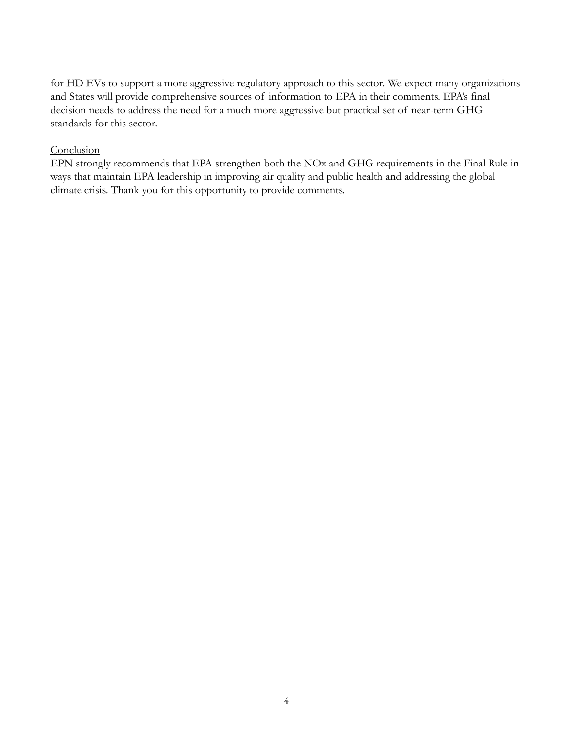for HD EVs to support a more aggressive regulatory approach to this sector. We expect many organizations and States will provide comprehensive sources of information to EPA in their comments. EPA's final decision needs to address the need for a much more aggressive but practical set of near-term GHG standards for this sector.

<u>Conclusion</u>

EPN strongly recommends that EPA strengthen both the NOx and GHG requirements in the Final Rule in ways that maintain EPA leadership in improving air quality and public health and addressing the global climate crisis. Thank you for this opportunity to provide comments.